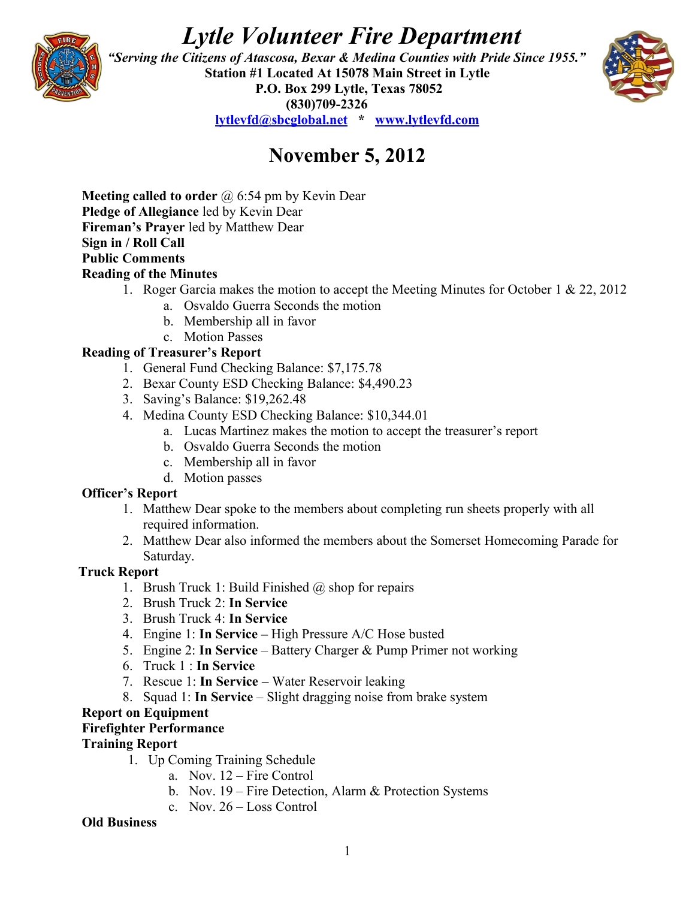# *Lytle Volunteer Fire Department*

***"Serving the Citizens of Atascosa, Bexar & Medina Counties with Pride Since 1955."***

**Station #1 Located At 15078 Main Street in Lytle**

**P.O. Box 299 Lytle, Texas 78052**

**(830)709-2326**

**lytlevfd@sbcglobal.net * www.lytlevfd.com**

## November 5, 2012

**Meeting called to order** @ 6:54 pm by Kevin Dear

**Pledge of Allegiance** led by Kevin Dear

**Fireman's Prayer** led by Matthew Dear

**Sign in / Roll Call**

**Public Comments**

**Reading of the Minutes**

1. Roger Garcia makes the motion to accept the Meeting Minutes for October 1 & 22, 2012
    a. Osvaldo Guerra Seconds the motion
    b. Membership all in favor
    c. Motion Passes

**Reading of Treasurer's Report**

1. General Fund Checking Balance: $7,175.78
2. Bexar County ESD Checking Balance: $4,490.23
3. Saving's Balance: $19,262.48
4. Medina County ESD Checking Balance: $10,344.01
    a. Lucas Martinez makes the motion to accept the treasurer's report
    b. Osvaldo Guerra Seconds the motion
    c. Membership all in favor
    d. Motion passes

**Officer's Report**

1. Matthew Dear spoke to the members about completing run sheets properly with all required information.
2. Matthew Dear also informed the members about the Somerset Homecoming Parade for Saturday.

**Truck Report**

1. Brush Truck 1: Build Finished @ shop for repairs
2. Brush Truck 2: **In Service**
3. Brush Truck 4: **In Service**
4. Engine 1: **In Service –** High Pressure A/C Hose busted
5. Engine 2: **In Service** – Battery Charger & Pump Primer not working
6. Truck 1 : **In Service**
7. Rescue 1: **In Service** – Water Reservoir leaking
8. Squad 1: **In Service** – Slight dragging noise from brake system

**Report on Equipment**

**Firefighter Performance**

**Training Report**

1. Up Coming Training Schedule
    a. Nov. 12 – Fire Control
    b. Nov. 19 – Fire Detection, Alarm & Protection Systems
    c. Nov. 26 – Loss Control

**Old Business**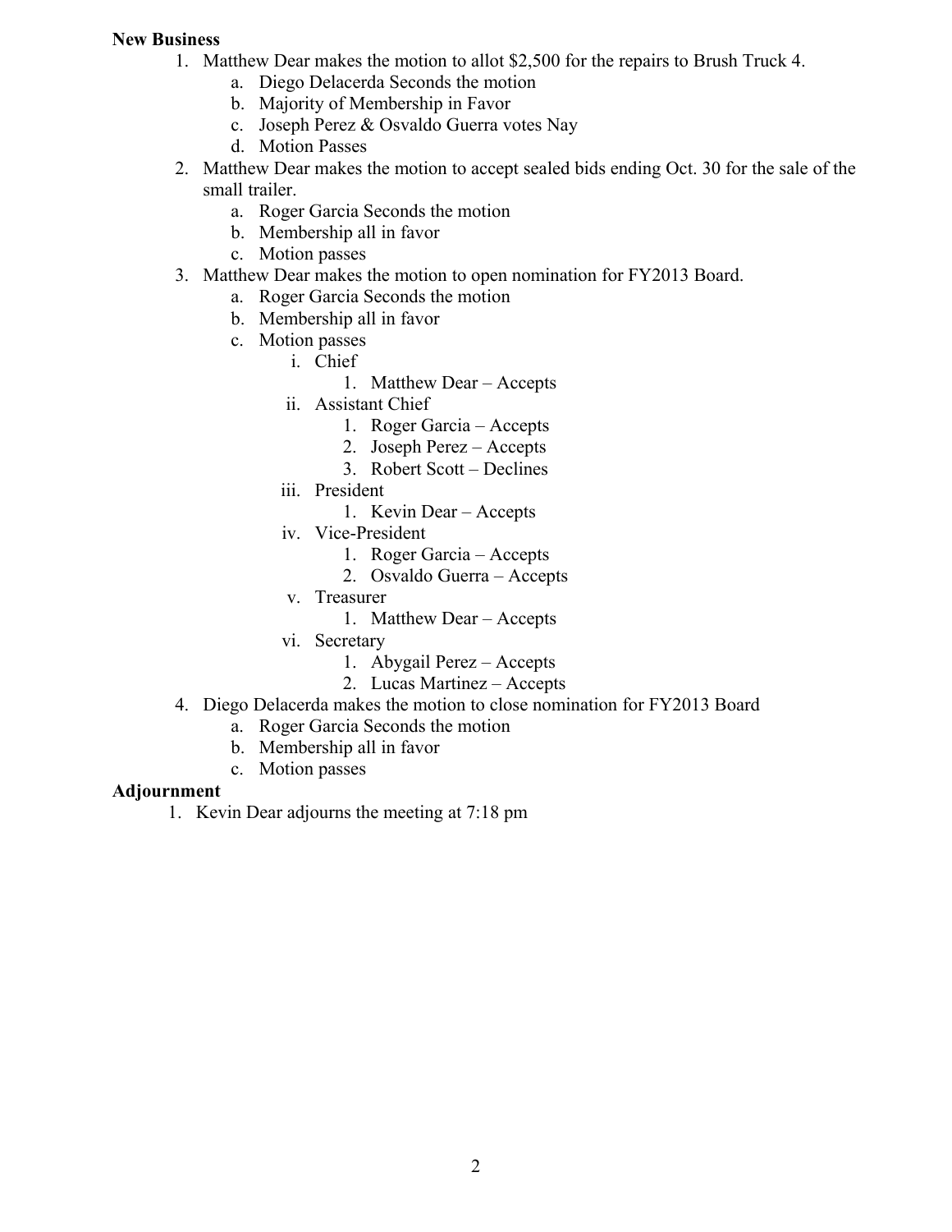**New Business**

1. Matthew Dear makes the motion to allot $2,500 for the repairs to Brush Truck 4.
    a. Diego Delacerda Seconds the motion
    b. Majority of Membership in Favor
    c. Joseph Perez & Osvaldo Guerra votes Nay
    d. Motion Passes
2. Matthew Dear makes the motion to accept sealed bids ending Oct. 30 for the sale of the small trailer.
    a. Roger Garcia Seconds the motion
    b. Membership all in favor
    c. Motion passes
3. Matthew Dear makes the motion to open nomination for FY2013 Board.
    a. Roger Garcia Seconds the motion
    b. Membership all in favor
    c. Motion passes
        i. Chief
            1. Matthew Dear – Accepts
        ii. Assistant Chief
            1. Roger Garcia – Accepts
            2. Joseph Perez – Accepts
            3. Robert Scott – Declines
        iii. President
            1. Kevin Dear – Accepts
        iv. Vice-President
            1. Roger Garcia – Accepts
            2. Osvaldo Guerra – Accepts
        v. Treasurer
            1. Matthew Dear – Accepts
        vi. Secretary
            1. Abygail Perez – Accepts
            2. Lucas Martinez – Accepts
4. Diego Delacerda makes the motion to close nomination for FY2013 Board
    a. Roger Garcia Seconds the motion
    b. Membership all in favor
    c. Motion passes

**Adjournment**

1. Kevin Dear adjourns the meeting at 7:18 pm